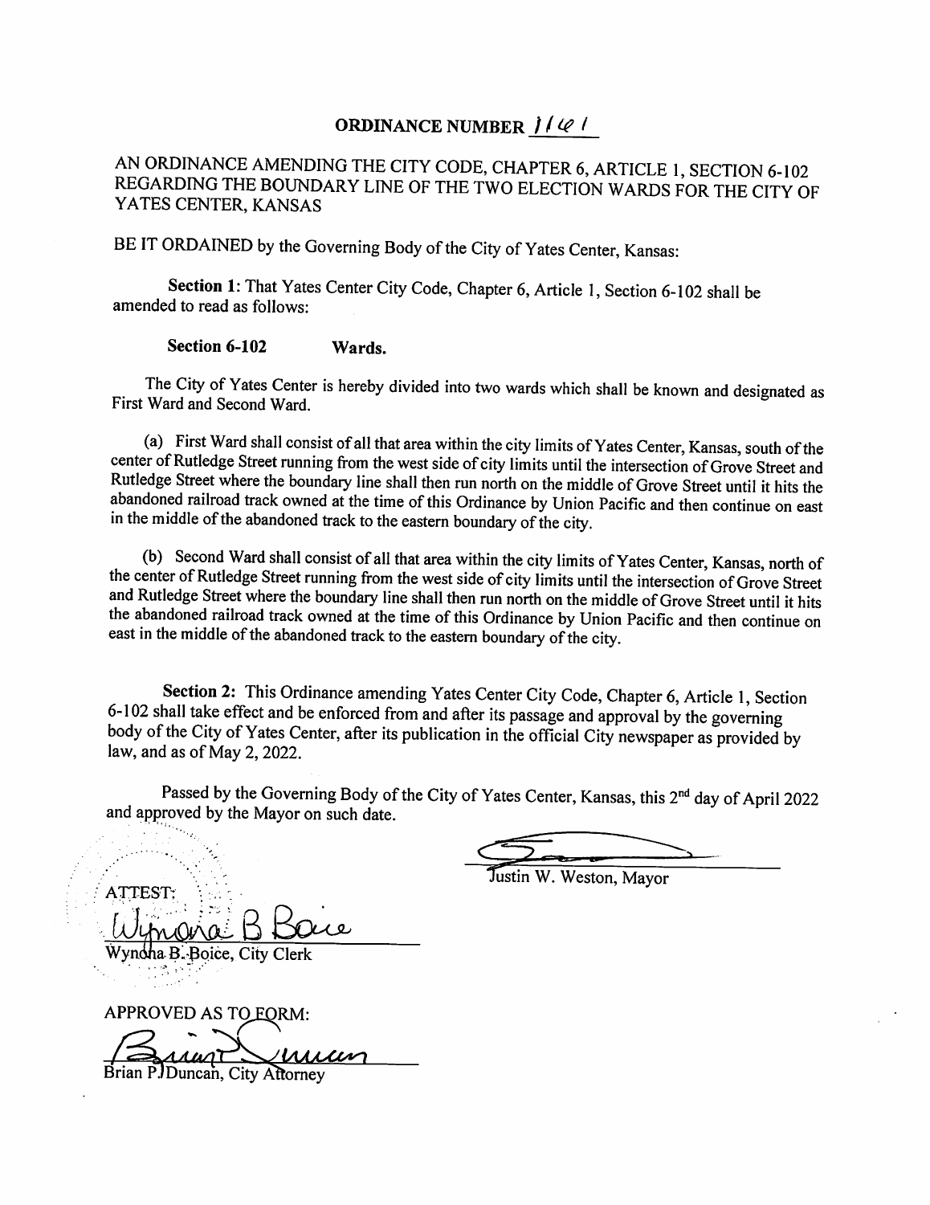# ORDINANCE NUMBER 1161

AN ORDINANCE AMENDING THE CITY CODE, CHAPTER 6, ARTICLE 1, SECTION 6-102 REGARDING THE BOUNDARY LINE OF THE TWO ELECTION WARDS FOR THE CITY OF YATES CENTER, KANSAS

BE IT ORDAINED by the Governing Body of the City of Yates Center, Kansas:

**Section 1:** That Yates Center City Code, Chapter 6, Article 1, Section 6-102 shall be amended to read as follows:

**Section 6-102 Wards.**

The City of Yates Center is hereby divided into two wards which shall be known and designated as First Ward and Second Ward.

(a) First Ward shall consist of all that area within the city limits of Yates Center, Kansas, south of the center of Rutledge Street running from the west side of city limits until the intersection of Grove Street and Rutledge Street where the boundary line shall then run north on the middle of Grove Street until it hits the abandoned railroad track owned at the time of this Ordinance by Union Pacific and then continue on east in the middle of the abandoned track to the eastern boundary of the city.

(b) Second Ward shall consist of all that area within the city limits of Yates Center, Kansas, north of the center of Rutledge Street running from the west side of city limits until the intersection of Grove Street and Rutledge Street where the boundary line shall then run north on the middle of Grove Street until it hits the abandoned railroad track owned at the time of this Ordinance by Union Pacific and then continue on east in the middle of the abandoned track to the eastern boundary of the city.

**Section 2:** This Ordinance amending Yates Center City Code, Chapter 6, Article 1, Section 6-102 shall take effect and be enforced from and after its passage and approval by the governing body of the City of Yates Center, after its publication in the official City newspaper as provided by law, and as of May 2, 2022.

Passed by the Governing Body of the City of Yates Center, Kansas, this 2nd day of April 2022 and approved by the Mayor on such date.

Justin W. Weston, Mayor

ATTEST:

Wynona B. Boice, City Clerk

APPROVED AS TO FORM:

Brian P. Duncan, City Attorney